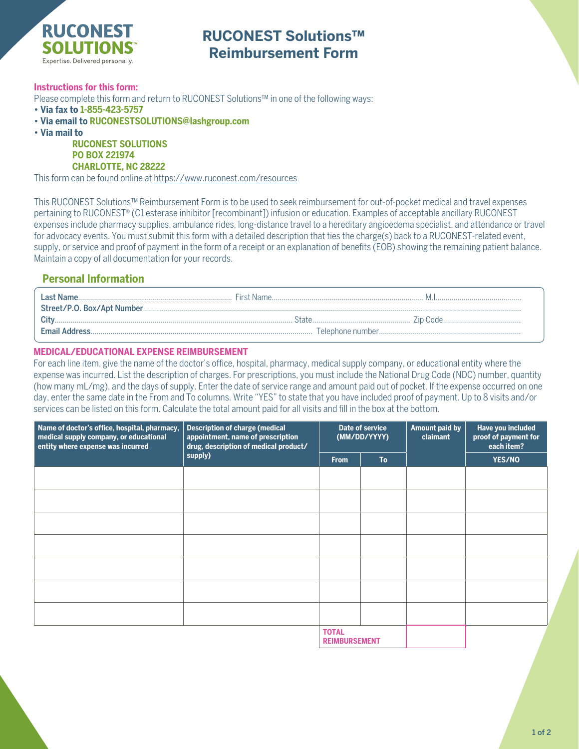**RUCONEST SOLUTIONS™**
Expertise. Delivered personally.

# RUCONEST Solutions™ Reimbursement Form

**Instructions for this form:**

Please complete this form and return to RUCONEST Solutions™ in one of the following ways:

- **Via fax to 1-855-423-5757**
- **Via email to RUCONESTSOLUTIONS@lashgroup.com**
- **Via mail to**

  **RUCONEST SOLUTIONS**
  **PO BOX 221974**
  **CHARLOTTE, NC 28222**

This form can be found online at https://www.ruconest.com/resources

This RUCONEST Solutions™ Reimbursement Form is to be used to seek reimbursement for out-of-pocket medical and travel expenses pertaining to RUCONEST® (C1 esterase inhibitor [recombinant]) infusion or education. Examples of acceptable ancillary RUCONEST expenses include pharmacy supplies, ambulance rides, long-distance travel to a hereditary angioedema specialist, and attendance or travel for advocacy events. You must submit this form with a detailed description that ties the charge(s) back to a RUCONEST-related event, supply, or service and proof of payment in the form of a receipt or an explanation of benefits (EOB) showing the remaining patient balance. Maintain a copy of all documentation for your records.

## Personal Information

**Last Name**.................................... First Name.................................... M.I....................
**Street/P.O. Box/Apt Number**....................................................................................
**City**.................................... State.................................... Zip Code....................
**Email Address**.................................... Telephone number....................................

## MEDICAL/EDUCATIONAL EXPENSE REIMBURSEMENT

For each line item, give the name of the doctor's office, hospital, pharmacy, medical supply company, or educational entity where the expense was incurred. List the description of charges. For prescriptions, you must include the National Drug Code (NDC) number, quantity (how many mL/mg), and the days of supply. Enter the date of service range and amount paid out of pocket. If the expense occurred on one day, enter the same date in the From and To columns. Write "YES" to state that you have included proof of payment. Up to 8 visits and/or services can be listed on this form. Calculate the total amount paid for all visits and fill in the box at the bottom.

| Name of doctor's office, hospital, pharmacy, medical supply company, or educational entity where expense was incurred | Description of charge (medical appointment, name of prescription drug, description of medical product/supply) | Date of service (MM/DD/YYYY) | | Amount paid by claimant | Have you included proof of payment for each item? |
|---|---|---|---|---|---|
| | | From | To | | YES/NO |
| | | | | | |
| | | | | | |
| | | | | | |
| | | | | | |
| | | | | | |
| | | | | | |
| | | | | | |
| | | **TOTAL REIMBURSEMENT** | | | |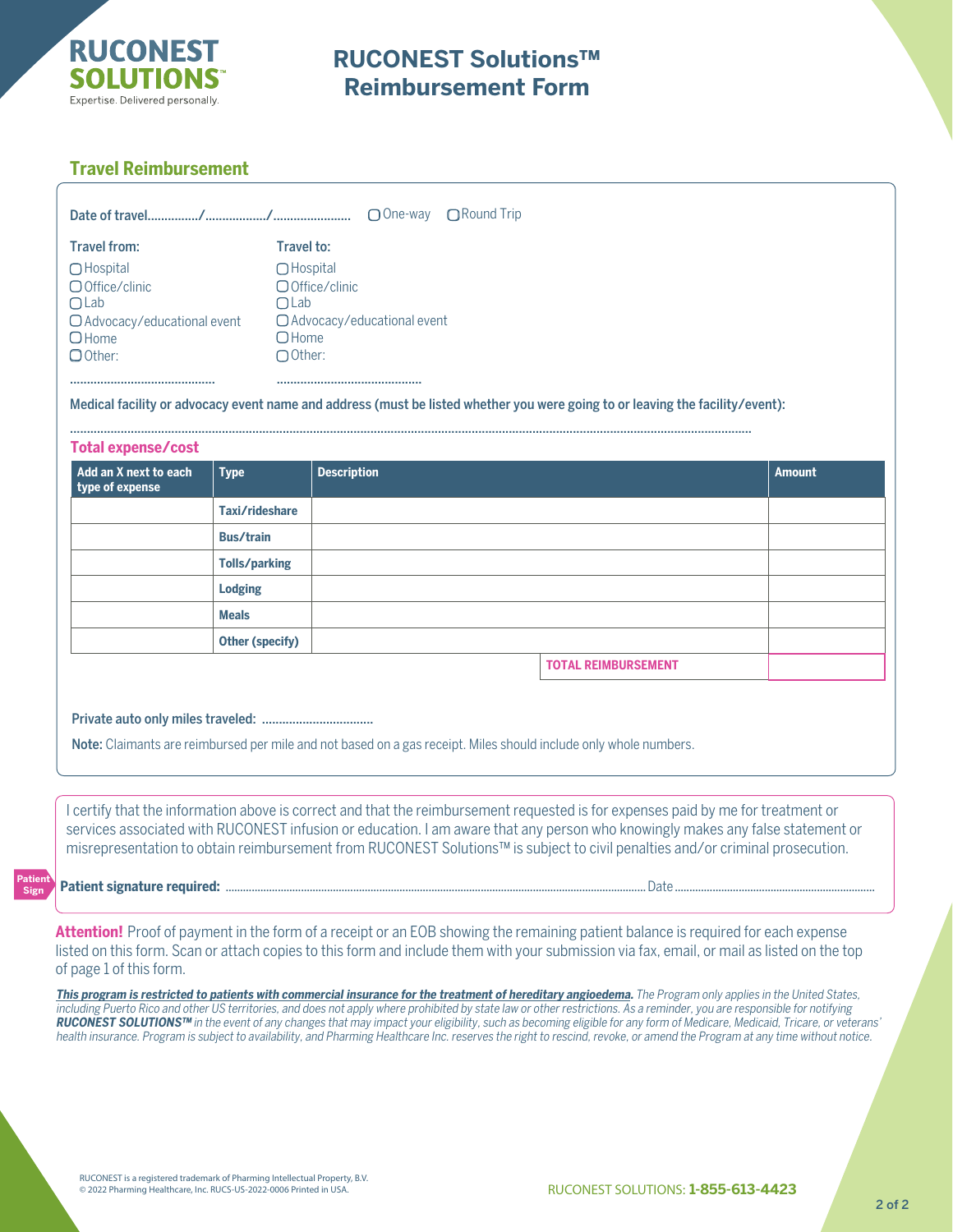# RUCONEST Solutions™ Reimbursement Form

RUCONEST SOLUTIONS™
Expertise. Delivered personally.

## Travel Reimbursement

Date of travel............../................./......................  ▢ One-way  ▢ Round Trip

**Travel from:**
- ▢ Hospital
- ▢ Office/clinic
- ▢ Lab
- ▢ Advocacy/educational event
- ▢ Home
- ▢ Other:

..........................................

**Travel to:**
- ▢ Hospital
- ▢ Office/clinic
- ▢ Lab
- ▢ Advocacy/educational event
- ▢ Home
- ▢ Other:

..........................................

**Medical facility or advocacy event name and address (must be listed whether you were going to or leaving the facility/event):**

....................................................................................................................................................................................

### Total expense/cost

| Add an X next to each type of expense | Type | Description | Amount |
|---|---|---|---|
| | **Taxi/rideshare** | | |
| | **Bus/train** | | |
| | **Tolls/parking** | | |
| | **Lodging** | | |
| | **Meals** | | |
| | **Other (specify)** | | |
| | | **TOTAL REIMBURSEMENT** | |

**Private auto only miles traveled:** .................................

**Note:** Claimants are reimbursed per mile and not based on a gas receipt. Miles should include only whole numbers.

I certify that the information above is correct and that the reimbursement requested is for expenses paid by me for treatment or services associated with RUCONEST infusion or education. I am aware that any person who knowingly makes any false statement or misrepresentation to obtain reimbursement from RUCONEST Solutions™ is subject to civil penalties and/or criminal prosecution.

Patient Sign

**Patient signature required:** ........................................................................ Date ..........................................

**Attention!** Proof of payment in the form of a receipt or an EOB showing the remaining patient balance is required for each expense listed on this form. Scan or attach copies to this form and include them with your submission via fax, email, or mail as listed on the top of page 1 of this form.

***This program is restricted to patients with commercial insurance for the treatment of hereditary angioedema.*** *The Program only applies in the United States, including Puerto Rico and other US territories, and does not apply where prohibited by state law or other restrictions. As a reminder, you are responsible for notifying* ***RUCONEST SOLUTIONS™*** *in the event of any changes that may impact your eligibility, such as becoming eligible for any form of Medicare, Medicaid, Tricare, or veterans' health insurance. Program is subject to availability, and Pharming Healthcare Inc. reserves the right to rescind, revoke, or amend the Program at any time without notice.*

RUCONEST is a registered trademark of Pharming Intellectual Property, B.V.
© 2022 Pharming Healthcare, Inc. RUCS-US-2022-0006 Printed in USA.

RUCONEST SOLUTIONS: **1-855-613-4423**